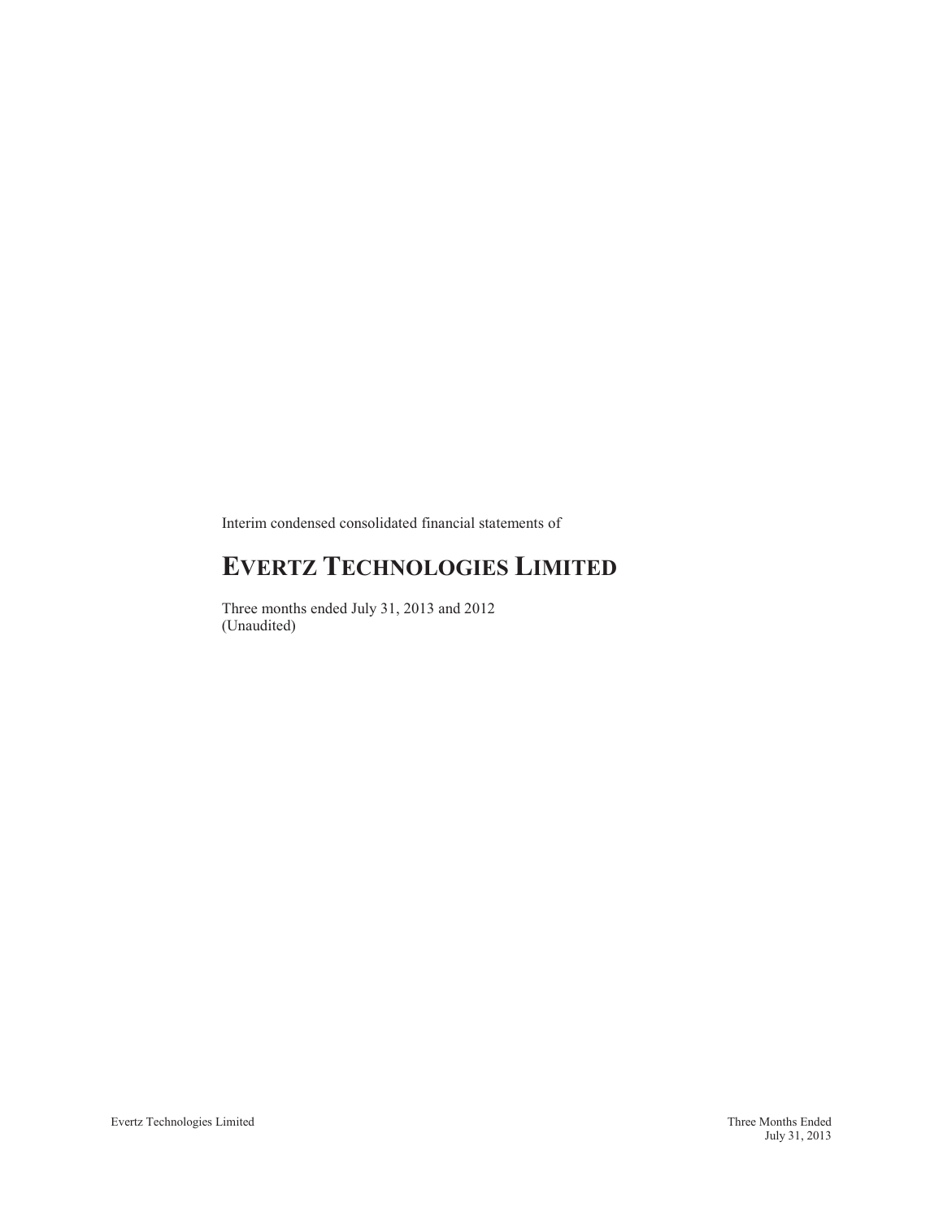Interim condensed consolidated financial statements of

# EVERTZ TECHNOLOGIES LIMITED

Three months ended July 31, 2013 and 2012
(Unaudited)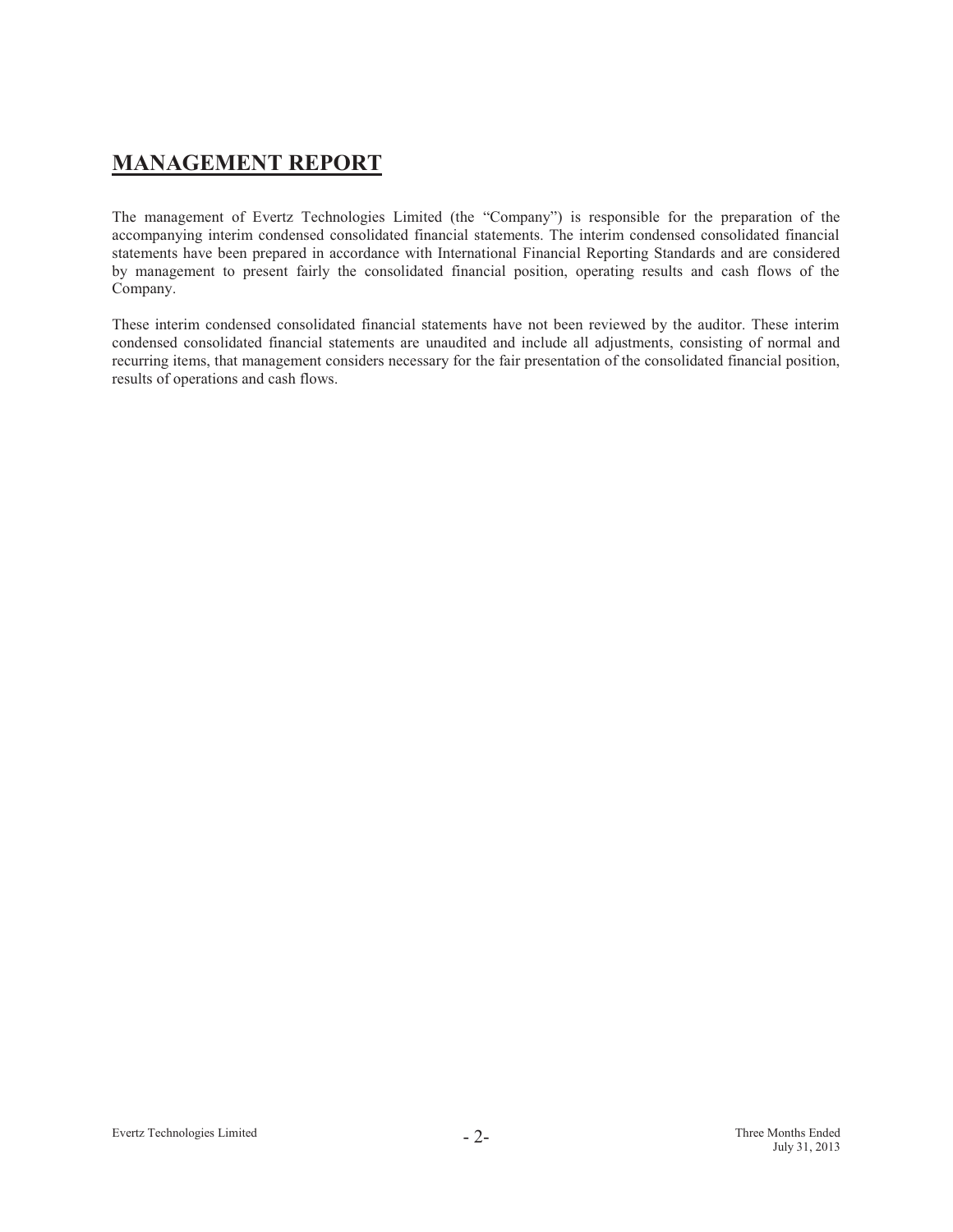# MANAGEMENT REPORT

The management of Evertz Technologies Limited (the "Company") is responsible for the preparation of the accompanying interim condensed consolidated financial statements. The interim condensed consolidated financial statements have been prepared in accordance with International Financial Reporting Standards and are considered by management to present fairly the consolidated financial position, operating results and cash flows of the Company.

These interim condensed consolidated financial statements have not been reviewed by the auditor. These interim condensed consolidated financial statements are unaudited and include all adjustments, consisting of normal and recurring items, that management considers necessary for the fair presentation of the consolidated financial position, results of operations and cash flows.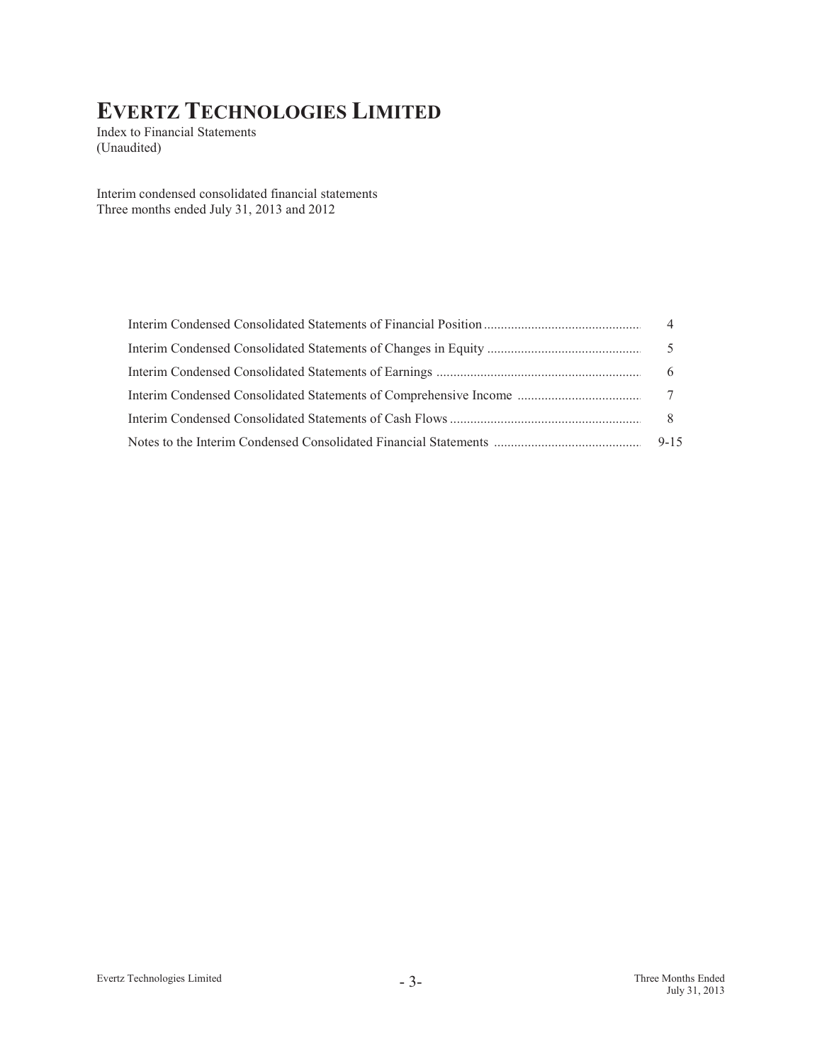# EVERTZ TECHNOLOGIES LIMITED

Index to Financial Statements
(Unaudited)

Interim condensed consolidated financial statements
Three months ended July 31, 2013 and 2012

| | |
|---|---|
| Interim Condensed Consolidated Statements of Financial Position | 4 |
| Interim Condensed Consolidated Statements of Changes in Equity | 5 |
| Interim Condensed Consolidated Statements of Earnings | 6 |
| Interim Condensed Consolidated Statements of Comprehensive Income | 7 |
| Interim Condensed Consolidated Statements of Cash Flows | 8 |
| Notes to the Interim Condensed Consolidated Financial Statements | 9-15 |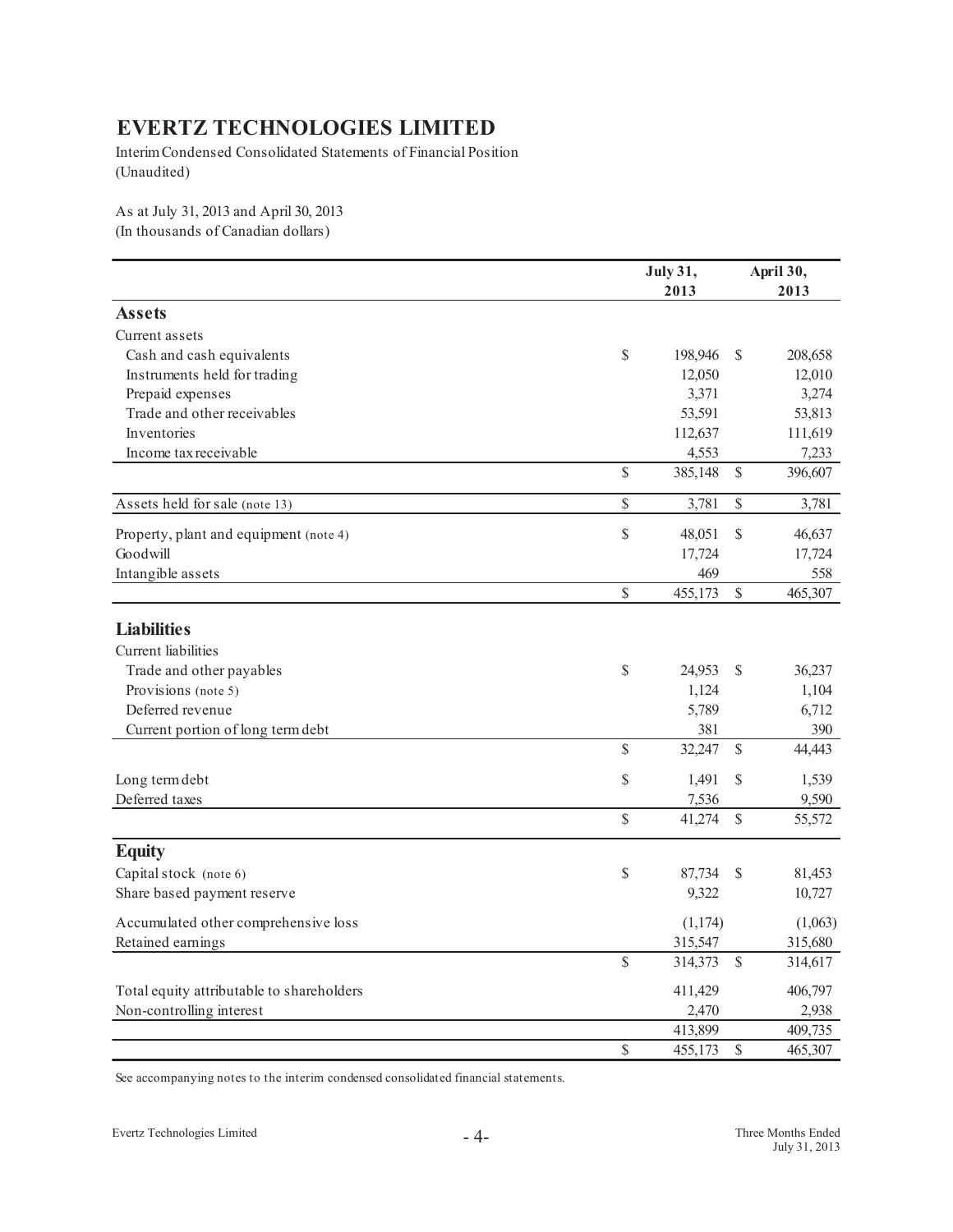# EVERTZ TECHNOLOGIES LIMITED

Interim Condensed Consolidated Statements of Financial Position
(Unaudited)

As at July 31, 2013 and April 30, 2013
(In thousands of Canadian dollars)

| | July 31, 2013 | April 30, 2013 |
|---|---|---|
| **Assets** | | |
| Current assets | | |
| Cash and cash equivalents | $ 198,946 | $ 208,658 |
| Instruments held for trading | 12,050 | 12,010 |
| Prepaid expenses | 3,371 | 3,274 |
| Trade and other receivables | 53,591 | 53,813 |
| Inventories | 112,637 | 111,619 |
| Income tax receivable | 4,553 | 7,233 |
| | $ 385,148 | $ 396,607 |
| Assets held for sale (note 13) | $ 3,781 | $ 3,781 |
| Property, plant and equipment (note 4) | $ 48,051 | $ 46,637 |
| Goodwill | 17,724 | 17,724 |
| Intangible assets | 469 | 558 |
| | $ 455,173 | $ 465,307 |
| **Liabilities** | | |
| Current liabilities | | |
| Trade and other payables | $ 24,953 | $ 36,237 |
| Provisions (note 5) | 1,124 | 1,104 |
| Deferred revenue | 5,789 | 6,712 |
| Current portion of long term debt | 381 | 390 |
| | $ 32,247 | $ 44,443 |
| Long term debt | $ 1,491 | $ 1,539 |
| Deferred taxes | 7,536 | 9,590 |
| | $ 41,274 | $ 55,572 |
| **Equity** | | |
| Capital stock (note 6) | $ 87,734 | $ 81,453 |
| Share based payment reserve | 9,322 | 10,727 |
| Accumulated other comprehensive loss | (1,174) | (1,063) |
| Retained earnings | 315,547 | 315,680 |
| | $ 314,373 | $ 314,617 |
| Total equity attributable to shareholders | 411,429 | 406,797 |
| Non-controlling interest | 2,470 | 2,938 |
| | 413,899 | 409,735 |
| | $ 455,173 | $ 465,307 |

See accompanying notes to the interim condensed consolidated financial statements.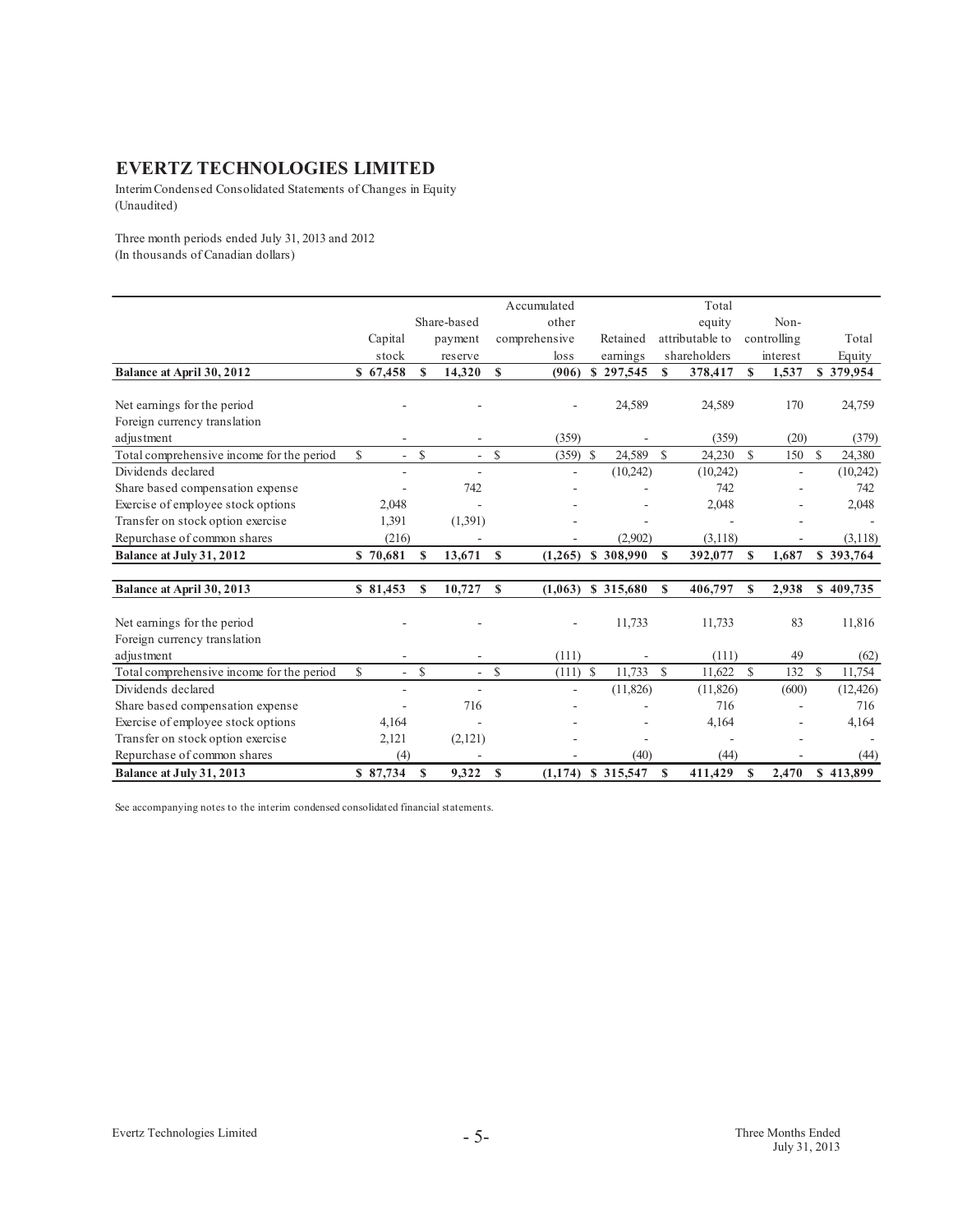# EVERTZ TECHNOLOGIES LIMITED

Interim Condensed Consolidated Statements of Changes in Equity
(Unaudited)

Three month periods ended July 31, 2013 and 2012
(In thousands of Canadian dollars)

| | Capital stock | Share-based payment reserve | Accumulated other comprehensive loss | Retained earnings | Total equity attributable to shareholders | Non-controlling interest | Total Equity |
|---|---|---|---|---|---|---|---|
| **Balance at April 30, 2012** | **$ 67,458** | **$ 14,320** | **$ (906)** | **$ 297,545** | **$ 378,417** | **$ 1,537** | **$ 379,954** |
| Net earnings for the period | - | - | - | 24,589 | 24,589 | 170 | 24,759 |
| Foreign currency translation adjustment | - | - | (359) | - | (359) | (20) | (379) |
| Total comprehensive income for the period | $ - | $ - | $ (359) | $ 24,589 | $ 24,230 | $ 150 | $ 24,380 |
| Dividends declared | - | - | - | (10,242) | (10,242) | - | (10,242) |
| Share based compensation expense | - | 742 | - | - | 742 | - | 742 |
| Exercise of employee stock options | 2,048 | - | - | - | 2,048 | - | 2,048 |
| Transfer on stock option exercise | 1,391 | (1,391) | - | - | - | - | - |
| Repurchase of common shares | (216) | - | - | (2,902) | (3,118) | - | (3,118) |
| **Balance at July 31, 2012** | **$ 70,681** | **$ 13,671** | **$ (1,265)** | **$ 308,990** | **$ 392,077** | **$ 1,687** | **$ 393,764** |
| | | | | | | | |
| **Balance at April 30, 2013** | **$ 81,453** | **$ 10,727** | **$ (1,063)** | **$ 315,680** | **$ 406,797** | **$ 2,938** | **$ 409,735** |
| Net earnings for the period | - | - | - | 11,733 | 11,733 | 83 | 11,816 |
| Foreign currency translation adjustment | - | - | (111) | - | (111) | 49 | (62) |
| Total comprehensive income for the period | $ - | $ - | $ (111) | $ 11,733 | $ 11,622 | $ 132 | $ 11,754 |
| Dividends declared | - | - | - | (11,826) | (11,826) | (600) | (12,426) |
| Share based compensation expense | - | 716 | - | - | 716 | - | 716 |
| Exercise of employee stock options | 4,164 | - | - | - | 4,164 | - | 4,164 |
| Transfer on stock option exercise | 2,121 | (2,121) | - | - | - | - | - |
| Repurchase of common shares | (4) | - | - | (40) | (44) | - | (44) |
| **Balance at July 31, 2013** | **$ 87,734** | **$ 9,322** | **$ (1,174)** | **$ 315,547** | **$ 411,429** | **$ 2,470** | **$ 413,899** |

See accompanying notes to the interim condensed consolidated financial statements.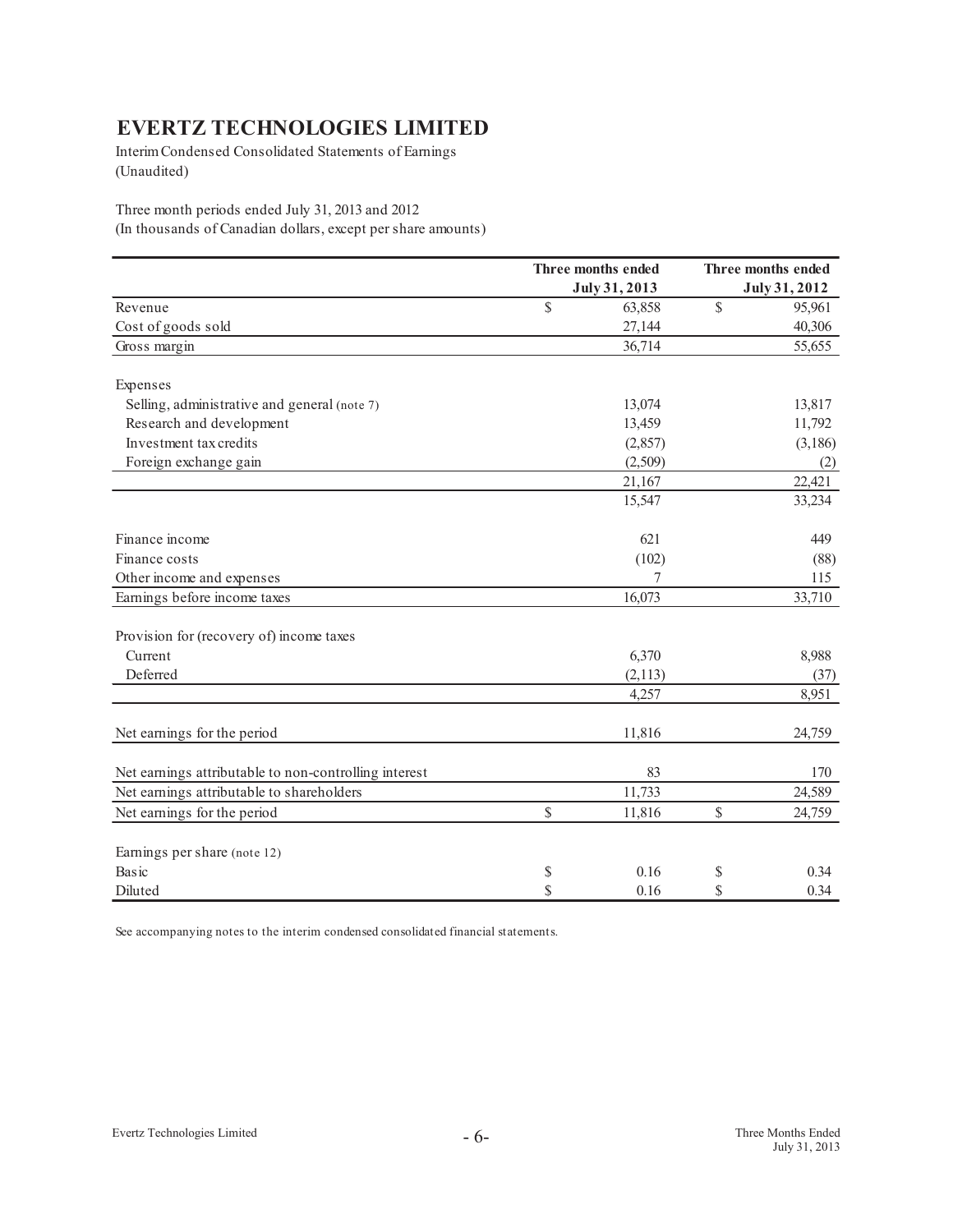# EVERTZ TECHNOLOGIES LIMITED

Interim Condensed Consolidated Statements of Earnings
(Unaudited)

Three month periods ended July 31, 2013 and 2012
(In thousands of Canadian dollars, except per share amounts)

| | Three months ended July 31, 2013 | Three months ended July 31, 2012 |
|---|---|---|
| Revenue | $ 63,858 | $ 95,961 |
| Cost of goods sold | 27,144 | 40,306 |
| Gross margin | 36,714 | 55,655 |
| | | |
| Expenses | | |
| Selling, administrative and general (note 7) | 13,074 | 13,817 |
| Research and development | 13,459 | 11,792 |
| Investment tax credits | (2,857) | (3,186) |
| Foreign exchange gain | (2,509) | (2) |
| | 21,167 | 22,421 |
| | 15,547 | 33,234 |
| | | |
| Finance income | 621 | 449 |
| Finance costs | (102) | (88) |
| Other income and expenses | 7 | 115 |
| Earnings before income taxes | 16,073 | 33,710 |
| | | |
| Provision for (recovery of) income taxes | | |
| Current | 6,370 | 8,988 |
| Deferred | (2,113) | (37) |
| | 4,257 | 8,951 |
| | | |
| Net earnings for the period | 11,816 | 24,759 |
| | | |
| Net earnings attributable to non-controlling interest | 83 | 170 |
| Net earnings attributable to shareholders | 11,733 | 24,589 |
| Net earnings for the period | $ 11,816 | $ 24,759 |
| | | |
| Earnings per share (note 12) | | |
| Basic | $ 0.16 | $ 0.34 |
| Diluted | $ 0.16 | $ 0.34 |

See accompanying notes to the interim condensed consolidated financial statements.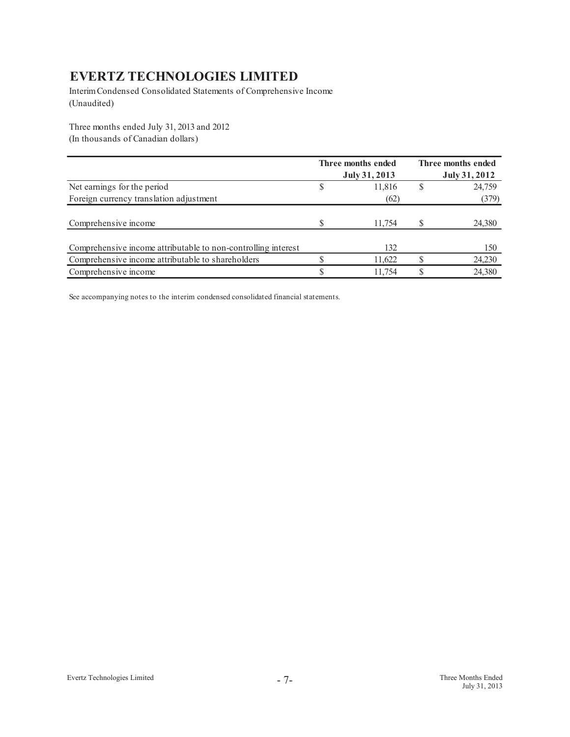# EVERTZ TECHNOLOGIES LIMITED

Interim Condensed Consolidated Statements of Comprehensive Income
(Unaudited)

Three months ended July 31, 2013 and 2012
(In thousands of Canadian dollars)

| | Three months ended July 31, 2013 | Three months ended July 31, 2012 |
|---|---|---|
| Net earnings for the period | $ 11,816 | $ 24,759 |
| Foreign currency translation adjustment | (62) | (379) |
| Comprehensive income | $ 11,754 | $ 24,380 |
| Comprehensive income attributable to non-controlling interest | 132 | 150 |
| Comprehensive income attributable to shareholders | $ 11,622 | $ 24,230 |
| Comprehensive income | $ 11,754 | $ 24,380 |

See accompanying notes to the interim condensed consolidated financial statements.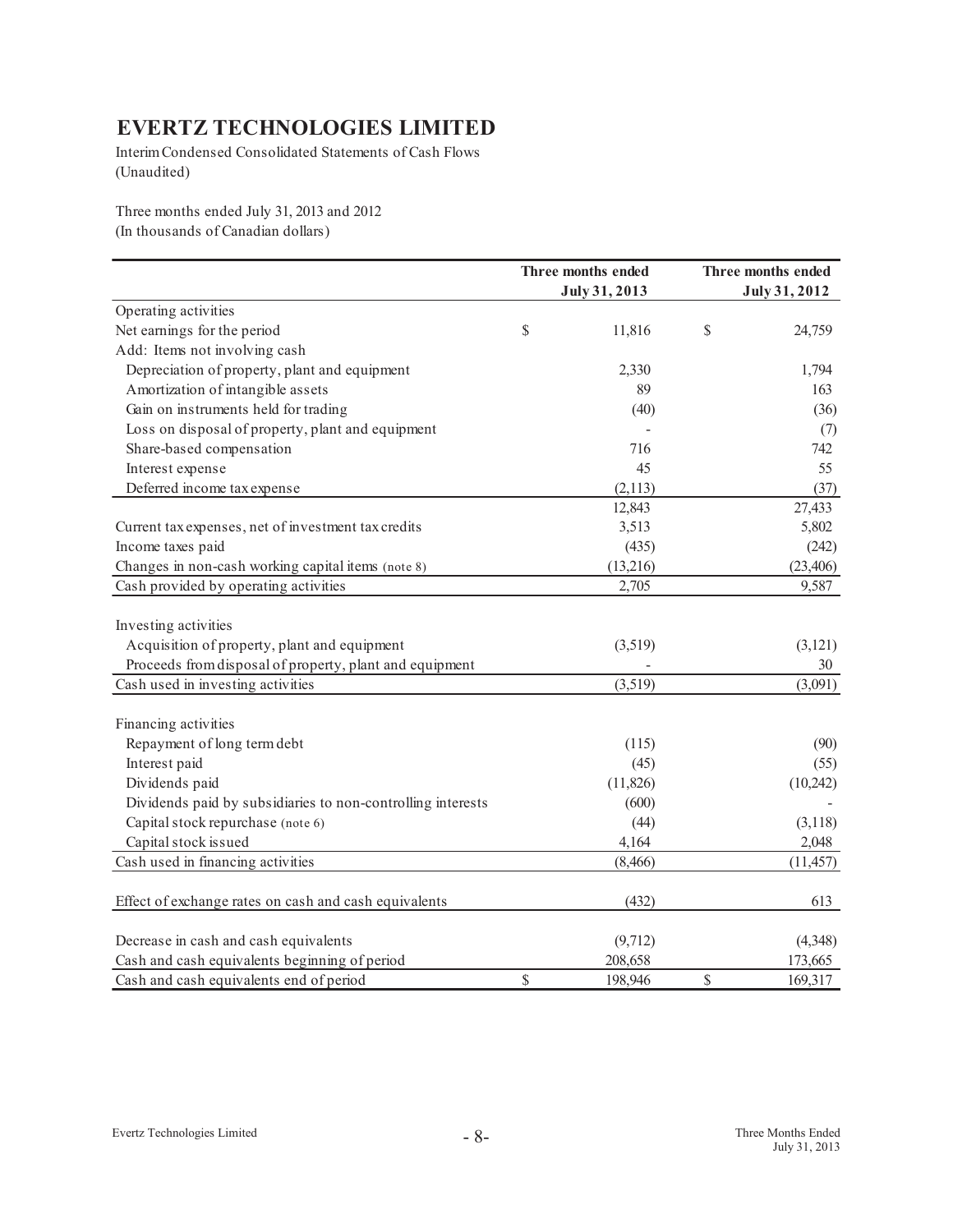# EVERTZ TECHNOLOGIES LIMITED

Interim Condensed Consolidated Statements of Cash Flows
(Unaudited)

Three months ended July 31, 2013 and 2012
(In thousands of Canadian dollars)

| | Three months ended July 31, 2013 | Three months ended July 31, 2012 |
|---|---|---|
| Operating activities | | |
| Net earnings for the period | $ 11,816 | $ 24,759 |
| Add: Items not involving cash | | |
| Depreciation of property, plant and equipment | 2,330 | 1,794 |
| Amortization of intangible assets | 89 | 163 |
| Gain on instruments held for trading | (40) | (36) |
| Loss on disposal of property, plant and equipment | - | (7) |
| Share-based compensation | 716 | 742 |
| Interest expense | 45 | 55 |
| Deferred income tax expense | (2,113) | (37) |
| | 12,843 | 27,433 |
| Current tax expenses, net of investment tax credits | 3,513 | 5,802 |
| Income taxes paid | (435) | (242) |
| Changes in non-cash working capital items (note 8) | (13,216) | (23,406) |
| Cash provided by operating activities | 2,705 | 9,587 |
| | | |
| Investing activities | | |
| Acquisition of property, plant and equipment | (3,519) | (3,121) |
| Proceeds from disposal of property, plant and equipment | - | 30 |
| Cash used in investing activities | (3,519) | (3,091) |
| | | |
| Financing activities | | |
| Repayment of long term debt | (115) | (90) |
| Interest paid | (45) | (55) |
| Dividends paid | (11,826) | (10,242) |
| Dividends paid by subsidiaries to non-controlling interests | (600) | - |
| Capital stock repurchase (note 6) | (44) | (3,118) |
| Capital stock issued | 4,164 | 2,048 |
| Cash used in financing activities | (8,466) | (11,457) |
| | | |
| Effect of exchange rates on cash and cash equivalents | (432) | 613 |
| | | |
| Decrease in cash and cash equivalents | (9,712) | (4,348) |
| Cash and cash equivalents beginning of period | 208,658 | 173,665 |
| Cash and cash equivalents end of period | $ 198,946 | $ 169,317 |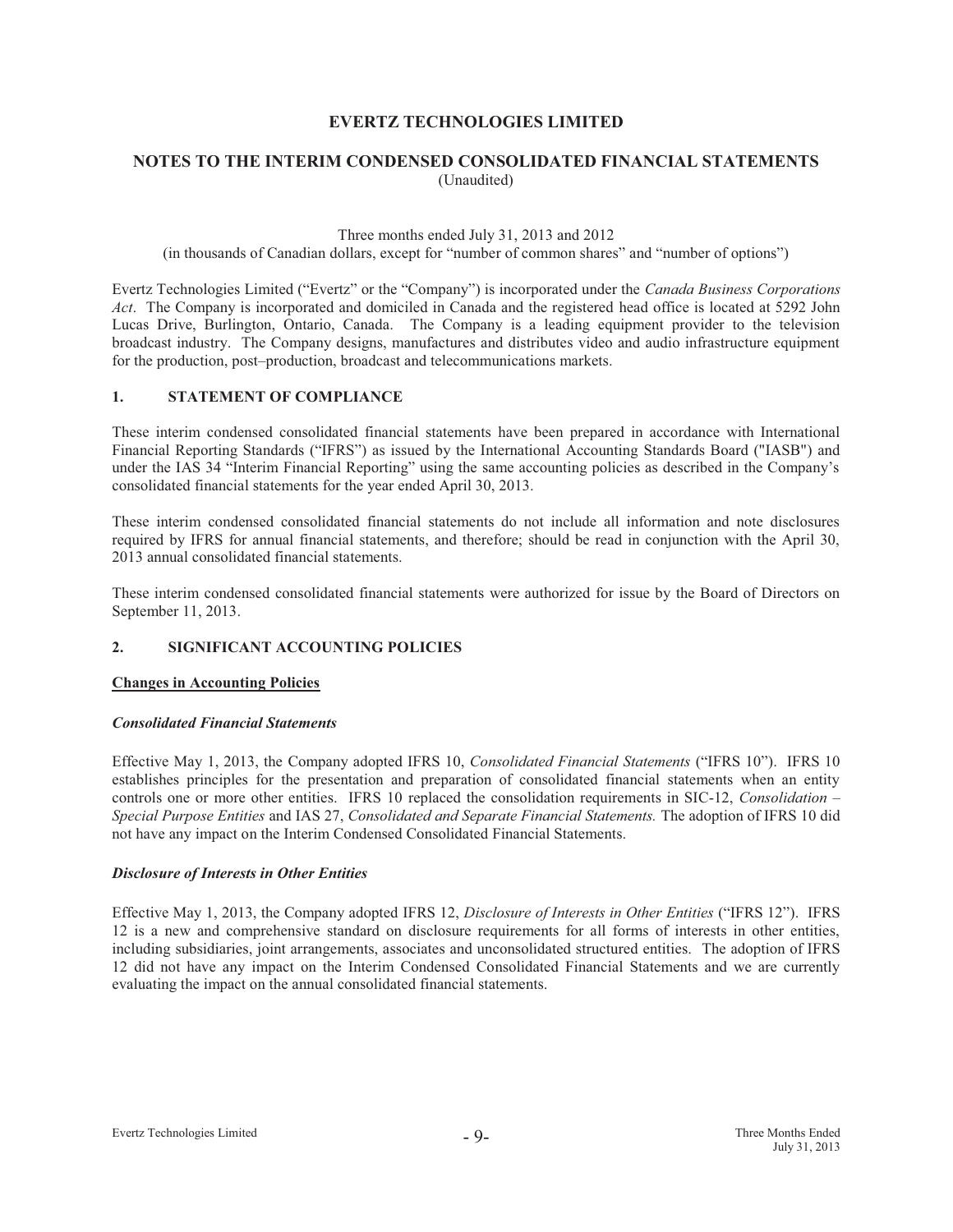# EVERTZ TECHNOLOGIES LIMITED

## NOTES TO THE INTERIM CONDENSED CONSOLIDATED FINANCIAL STATEMENTS

(Unaudited)

Three months ended July 31, 2013 and 2012

(in thousands of Canadian dollars, except for "number of common shares" and "number of options")

Evertz Technologies Limited ("Evertz" or the "Company") is incorporated under the *Canada Business Corporations Act*. The Company is incorporated and domiciled in Canada and the registered head office is located at 5292 John Lucas Drive, Burlington, Ontario, Canada. The Company is a leading equipment provider to the television broadcast industry. The Company designs, manufactures and distributes video and audio infrastructure equipment for the production, post–production, broadcast and telecommunications markets.

### 1. STATEMENT OF COMPLIANCE

These interim condensed consolidated financial statements have been prepared in accordance with International Financial Reporting Standards ("IFRS") as issued by the International Accounting Standards Board ("IASB") and under the IAS 34 "Interim Financial Reporting" using the same accounting policies as described in the Company's consolidated financial statements for the year ended April 30, 2013.

These interim condensed consolidated financial statements do not include all information and note disclosures required by IFRS for annual financial statements, and therefore; should be read in conjunction with the April 30, 2013 annual consolidated financial statements.

These interim condensed consolidated financial statements were authorized for issue by the Board of Directors on September 11, 2013.

### 2. SIGNIFICANT ACCOUNTING POLICIES

**Changes in Accounting Policies**

***Consolidated Financial Statements***

Effective May 1, 2013, the Company adopted IFRS 10, *Consolidated Financial Statements* ("IFRS 10"). IFRS 10 establishes principles for the presentation and preparation of consolidated financial statements when an entity controls one or more other entities. IFRS 10 replaced the consolidation requirements in SIC-12, *Consolidation – Special Purpose Entities* and IAS 27, *Consolidated and Separate Financial Statements.* The adoption of IFRS 10 did not have any impact on the Interim Condensed Consolidated Financial Statements.

***Disclosure of Interests in Other Entities***

Effective May 1, 2013, the Company adopted IFRS 12, *Disclosure of Interests in Other Entities* ("IFRS 12"). IFRS 12 is a new and comprehensive standard on disclosure requirements for all forms of interests in other entities, including subsidiaries, joint arrangements, associates and unconsolidated structured entities. The adoption of IFRS 12 did not have any impact on the Interim Condensed Consolidated Financial Statements and we are currently evaluating the impact on the annual consolidated financial statements.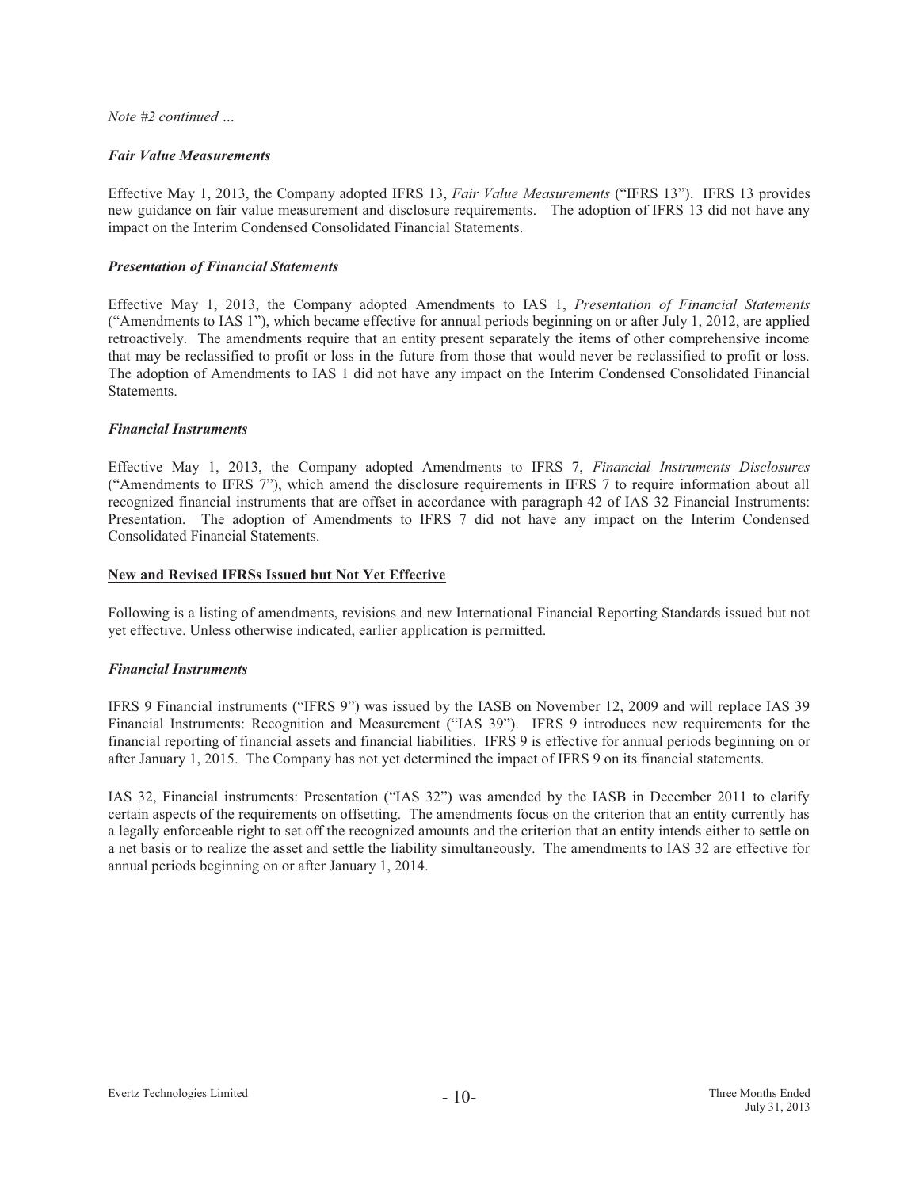*Note #2 continued …*

***Fair Value Measurements***

Effective May 1, 2013, the Company adopted IFRS 13, *Fair Value Measurements* ("IFRS 13"). IFRS 13 provides new guidance on fair value measurement and disclosure requirements. The adoption of IFRS 13 did not have any impact on the Interim Condensed Consolidated Financial Statements.

***Presentation of Financial Statements***

Effective May 1, 2013, the Company adopted Amendments to IAS 1, *Presentation of Financial Statements* ("Amendments to IAS 1"), which became effective for annual periods beginning on or after July 1, 2012, are applied retroactively. The amendments require that an entity present separately the items of other comprehensive income that may be reclassified to profit or loss in the future from those that would never be reclassified to profit or loss. The adoption of Amendments to IAS 1 did not have any impact on the Interim Condensed Consolidated Financial Statements.

***Financial Instruments***

Effective May 1, 2013, the Company adopted Amendments to IFRS 7, *Financial Instruments Disclosures* ("Amendments to IFRS 7"), which amend the disclosure requirements in IFRS 7 to require information about all recognized financial instruments that are offset in accordance with paragraph 42 of IAS 32 Financial Instruments: Presentation. The adoption of Amendments to IFRS 7 did not have any impact on the Interim Condensed Consolidated Financial Statements.

**New and Revised IFRSs Issued but Not Yet Effective**

Following is a listing of amendments, revisions and new International Financial Reporting Standards issued but not yet effective. Unless otherwise indicated, earlier application is permitted.

***Financial Instruments***

IFRS 9 Financial instruments ("IFRS 9") was issued by the IASB on November 12, 2009 and will replace IAS 39 Financial Instruments: Recognition and Measurement ("IAS 39"). IFRS 9 introduces new requirements for the financial reporting of financial assets and financial liabilities. IFRS 9 is effective for annual periods beginning on or after January 1, 2015. The Company has not yet determined the impact of IFRS 9 on its financial statements.

IAS 32, Financial instruments: Presentation ("IAS 32") was amended by the IASB in December 2011 to clarify certain aspects of the requirements on offsetting. The amendments focus on the criterion that an entity currently has a legally enforceable right to set off the recognized amounts and the criterion that an entity intends either to settle on a net basis or to realize the asset and settle the liability simultaneously. The amendments to IAS 32 are effective for annual periods beginning on or after January 1, 2014.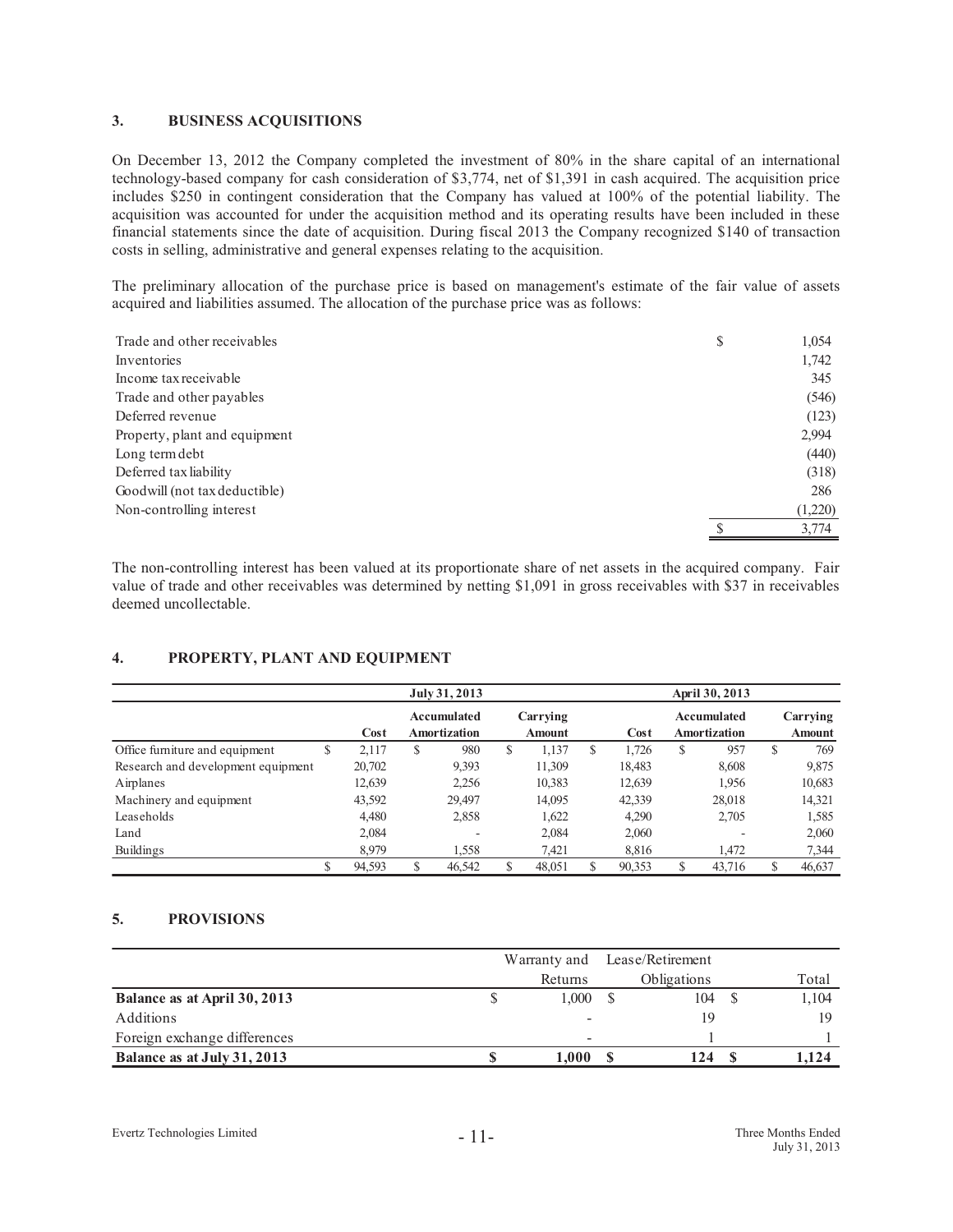## 3. BUSINESS ACQUISITIONS

On December 13, 2012 the Company completed the investment of 80% in the share capital of an international technology-based company for cash consideration of $3,774, net of $1,391 in cash acquired. The acquisition price includes $250 in contingent consideration that the Company has valued at 100% of the potential liability. The acquisition was accounted for under the acquisition method and its operating results have been included in these financial statements since the date of acquisition. During fiscal 2013 the Company recognized $140 of transaction costs in selling, administrative and general expenses relating to the acquisition.

The preliminary allocation of the purchase price is based on management's estimate of the fair value of assets acquired and liabilities assumed. The allocation of the purchase price was as follows:

| | | |
|---|---|---|
| Trade and other receivables | $ | 1,054 |
| Inventories | | 1,742 |
| Income tax receivable | | 345 |
| Trade and other payables | | (546) |
| Deferred revenue | | (123) |
| Property, plant and equipment | | 2,994 |
| Long term debt | | (440) |
| Deferred tax liability | | (318) |
| Goodwill (not tax deductible) | | 286 |
| Non-controlling interest | | (1,220) |
| | $ | 3,774 |

The non-controlling interest has been valued at its proportionate share of net assets in the acquired company. Fair value of trade and other receivables was determined by netting $1,091 in gross receivables with $37 in receivables deemed uncollectable.

## 4. PROPERTY, PLANT AND EQUIPMENT

| | July 31, 2013 | | | April 30, 2013 | | |
|---|---|---|---|---|---|---|
| | Cost | Accumulated Amortization | Carrying Amount | Cost | Accumulated Amortization | Carrying Amount |
| Office furniture and equipment | $ 2,117 | $ 980 | $ 1,137 | $ 1,726 | $ 957 | $ 769 |
| Research and development equipment | 20,702 | 9,393 | 11,309 | 18,483 | 8,608 | 9,875 |
| Airplanes | 12,639 | 2,256 | 10,383 | 12,639 | 1,956 | 10,683 |
| Machinery and equipment | 43,592 | 29,497 | 14,095 | 42,339 | 28,018 | 14,321 |
| Leaseholds | 4,480 | 2,858 | 1,622 | 4,290 | 2,705 | 1,585 |
| Land | 2,084 | - | 2,084 | 2,060 | - | 2,060 |
| Buildings | 8,979 | 1,558 | 7,421 | 8,816 | 1,472 | 7,344 |
| | $ 94,593 | $ 46,542 | $ 48,051 | $ 90,353 | $ 43,716 | $ 46,637 |

## 5. PROVISIONS

| | Warranty and Returns | Lease/Retirement Obligations | Total |
|---|---|---|---|
| **Balance as at April 30, 2013** | $ 1,000 | $ 104 | $ 1,104 |
| Additions | - | 19 | 19 |
| Foreign exchange differences | - | 1 | 1 |
| **Balance as at July 31, 2013** | **$ 1,000** | **$ 124** | **$ 1,124** |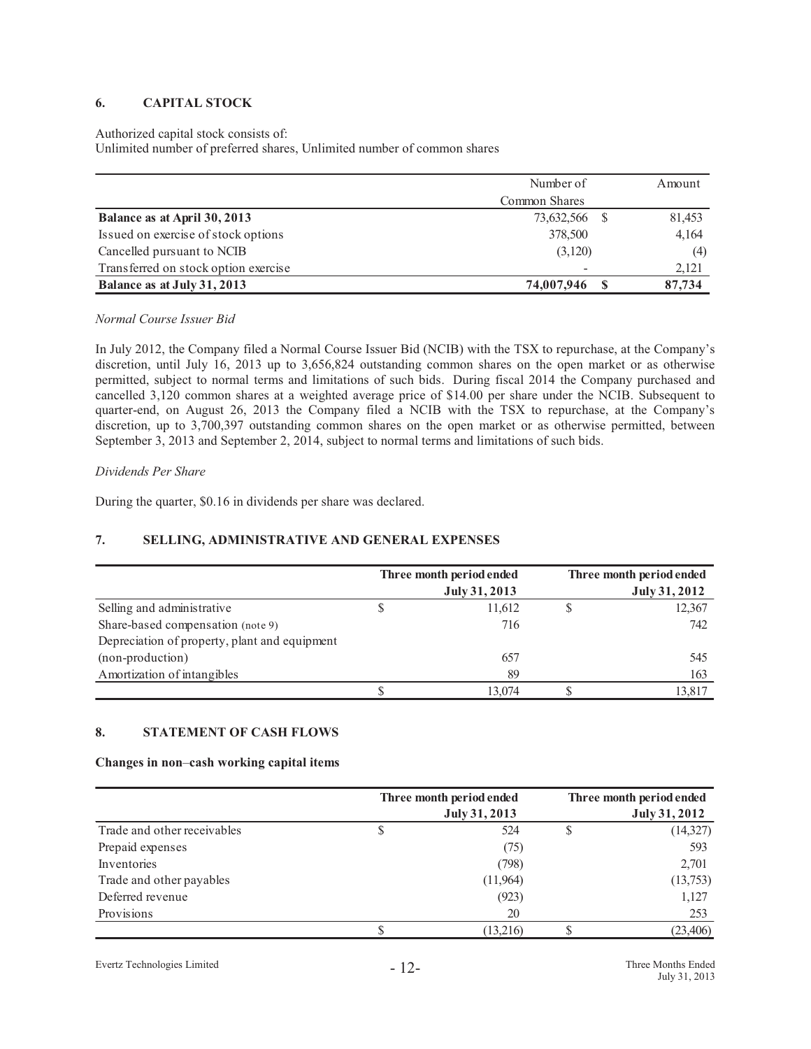## 6. CAPITAL STOCK

Authorized capital stock consists of:
Unlimited number of preferred shares, Unlimited number of common shares

| | Number of Common Shares | Amount |
|---|---|---|
| **Balance as at April 30, 2013** | 73,632,566 | $ 81,453 |
| Issued on exercise of stock options | 378,500 | 4,164 |
| Cancelled pursuant to NCIB | (3,120) | (4) |
| Transferred on stock option exercise | - | 2,121 |
| **Balance as at July 31, 2013** | **74,007,946** | **$ 87,734** |

*Normal Course Issuer Bid*

In July 2012, the Company filed a Normal Course Issuer Bid (NCIB) with the TSX to repurchase, at the Company's discretion, until July 16, 2013 up to 3,656,824 outstanding common shares on the open market or as otherwise permitted, subject to normal terms and limitations of such bids. During fiscal 2014 the Company purchased and cancelled 3,120 common shares at a weighted average price of $14.00 per share under the NCIB. Subsequent to quarter-end, on August 26, 2013 the Company filed a NCIB with the TSX to repurchase, at the Company's discretion, up to 3,700,397 outstanding common shares on the open market or as otherwise permitted, between September 3, 2013 and September 2, 2014, subject to normal terms and limitations of such bids.

*Dividends Per Share*

During the quarter, $0.16 in dividends per share was declared.

## 7. SELLING, ADMINISTRATIVE AND GENERAL EXPENSES

| | Three month period ended July 31, 2013 | Three month period ended July 31, 2012 |
|---|---|---|
| Selling and administrative | $ 11,612 | $ 12,367 |
| Share-based compensation (note 9) | 716 | 742 |
| Depreciation of property, plant and equipment (non-production) | 657 | 545 |
| Amortization of intangibles | 89 | 163 |
| | $ 13,074 | $ 13,817 |

## 8. STATEMENT OF CASH FLOWS

**Changes in non–cash working capital items**

| | Three month period ended July 31, 2013 | Three month period ended July 31, 2012 |
|---|---|---|
| Trade and other receivables | $ 524 | $ (14,327) |
| Prepaid expenses | (75) | 593 |
| Inventories | (798) | 2,701 |
| Trade and other payables | (11,964) | (13,753) |
| Deferred revenue | (923) | 1,127 |
| Provisions | 20 | 253 |
| | $ (13,216) | $ (23,406) |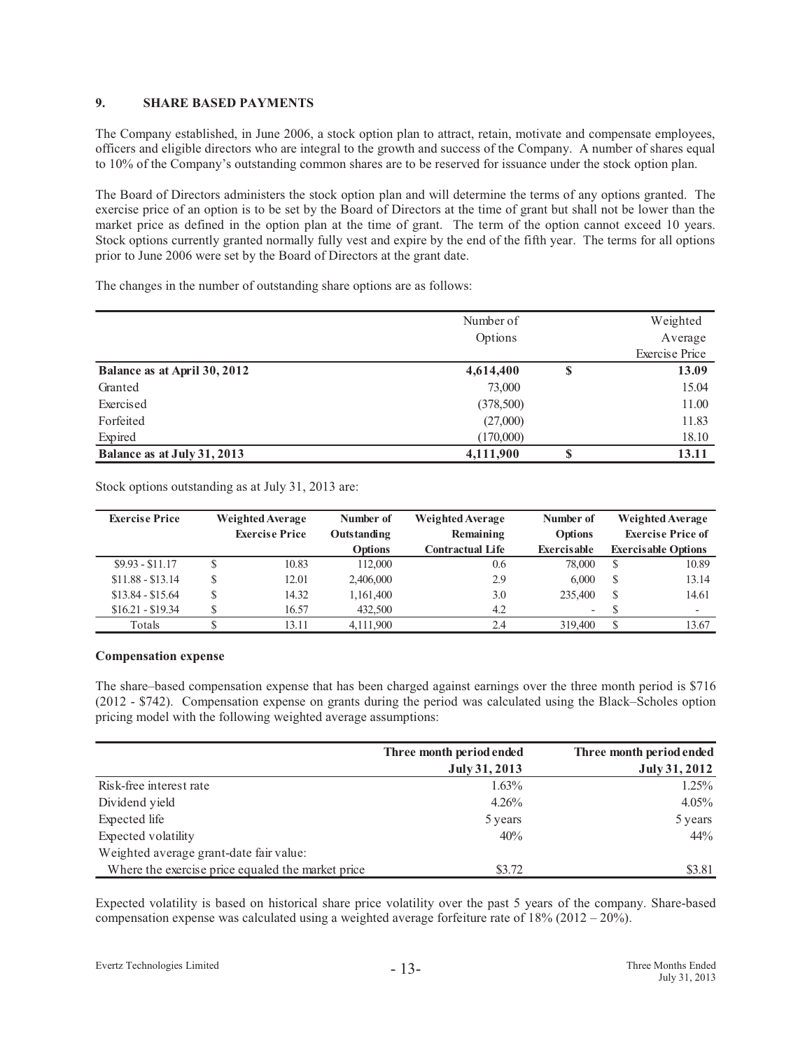## 9. SHARE BASED PAYMENTS

The Company established, in June 2006, a stock option plan to attract, retain, motivate and compensate employees, officers and eligible directors who are integral to the growth and success of the Company. A number of shares equal to 10% of the Company's outstanding common shares are to be reserved for issuance under the stock option plan.

The Board of Directors administers the stock option plan and will determine the terms of any options granted. The exercise price of an option is to be set by the Board of Directors at the time of grant but shall not be lower than the market price as defined in the option plan at the time of grant. The term of the option cannot exceed 10 years. Stock options currently granted normally fully vest and expire by the end of the fifth year. The terms for all options prior to June 2006 were set by the Board of Directors at the grant date.

The changes in the number of outstanding share options are as follows:

| | Number of Options | | Weighted Average Exercise Price |
|---|---|---|---|
| **Balance as at April 30, 2012** | **4,614,400** | **$** | **13.09** |
| Granted | 73,000 | | 15.04 |
| Exercised | (378,500) | | 11.00 |
| Forfeited | (27,000) | | 11.83 |
| Expired | (170,000) | | 18.10 |
| **Balance as at July 31, 2013** | **4,111,900** | **$** | **13.11** |

Stock options outstanding as at July 31, 2013 are:

| Exercise Price | Weighted Average Exercise Price | | Number of Outstanding Options | Weighted Average Remaining Contractual Life | Number of Options Exercisable | Weighted Average Exercise Price of Exercisable Options | |
|---|---|---|---|---|---|---|---|
| $9.93 - $11.17 | $ | 10.83 | 112,000 | 0.6 | 78,000 | $ | 10.89 |
| $11.88 - $13.14 | $ | 12.01 | 2,406,000 | 2.9 | 6,000 | $ | 13.14 |
| $13.84 - $15.64 | $ | 14.32 | 1,161,400 | 3.0 | 235,400 | $ | 14.61 |
| $16.21 - $19.34 | $ | 16.57 | 432,500 | 4.2 | - | $ | - |
| Totals | $ | 13.11 | 4,111,900 | 2.4 | 319,400 | $ | 13.67 |

### Compensation expense

The share–based compensation expense that has been charged against earnings over the three month period is $716 (2012 - $742). Compensation expense on grants during the period was calculated using the Black–Scholes option pricing model with the following weighted average assumptions:

| | Three month period ended July 31, 2013 | Three month period ended July 31, 2012 |
|---|---|---|
| Risk-free interest rate | 1.63% | 1.25% |
| Dividend yield | 4.26% | 4.05% |
| Expected life | 5 years | 5 years |
| Expected volatility | 40% | 44% |
| Weighted average grant-date fair value: | | |
| Where the exercise price equaled the market price | $3.72 | $3.81 |

Expected volatility is based on historical share price volatility over the past 5 years of the company. Share-based compensation expense was calculated using a weighted average forfeiture rate of 18% (2012 – 20%).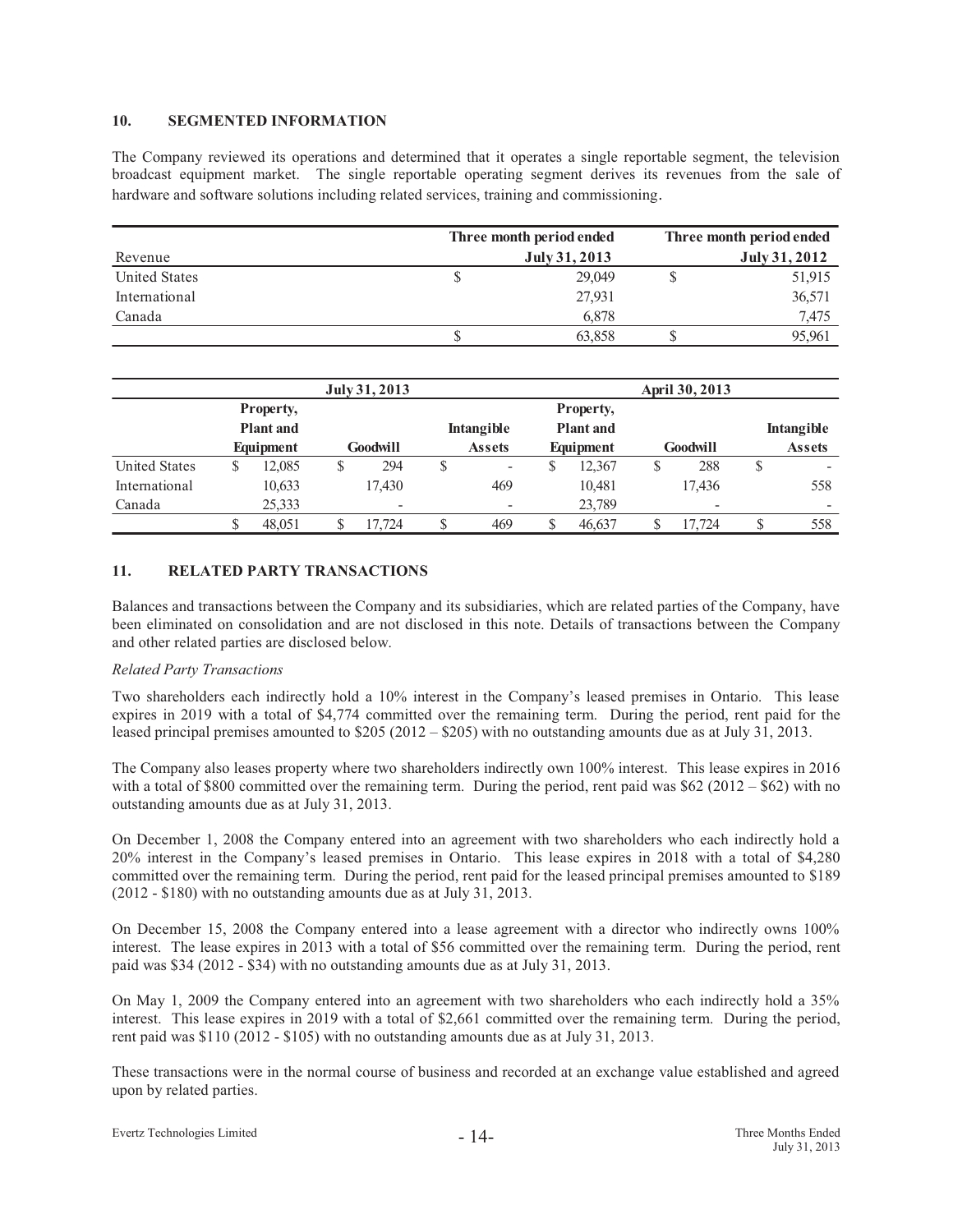## 10. SEGMENTED INFORMATION

The Company reviewed its operations and determined that it operates a single reportable segment, the television broadcast equipment market. The single reportable operating segment derives its revenues from the sale of hardware and software solutions including related services, training and commissioning.

| Revenue | Three month period ended July 31, 2013 | Three month period ended July 31, 2012 |
|---|---|---|
| United States | $ 29,049 | $ 51,915 |
| International | 27,931 | 36,571 |
| Canada | 6,878 | 7,475 |
| | $ 63,858 | $ 95,961 |

| | July 31, 2013 | | | April 30, 2013 | | |
|---|---|---|---|---|---|---|
| | Property, Plant and Equipment | Goodwill | Intangible Assets | Property, Plant and Equipment | Goodwill | Intangible Assets |
| United States | $ 12,085 | $ 294 | $ - | $ 12,367 | $ 288 | $ - |
| International | 10,633 | 17,430 | 469 | 10,481 | 17,436 | 558 |
| Canada | 25,333 | - | - | 23,789 | - | - |
| | $ 48,051 | $ 17,724 | $ 469 | $ 46,637 | $ 17,724 | $ 558 |

## 11. RELATED PARTY TRANSACTIONS

Balances and transactions between the Company and its subsidiaries, which are related parties of the Company, have been eliminated on consolidation and are not disclosed in this note. Details of transactions between the Company and other related parties are disclosed below.

*Related Party Transactions*

Two shareholders each indirectly hold a 10% interest in the Company's leased premises in Ontario. This lease expires in 2019 with a total of $4,774 committed over the remaining term. During the period, rent paid for the leased principal premises amounted to $205 (2012 – $205) with no outstanding amounts due as at July 31, 2013.

The Company also leases property where two shareholders indirectly own 100% interest. This lease expires in 2016 with a total of $800 committed over the remaining term. During the period, rent paid was $62 (2012 – $62) with no outstanding amounts due as at July 31, 2013.

On December 1, 2008 the Company entered into an agreement with two shareholders who each indirectly hold a 20% interest in the Company's leased premises in Ontario. This lease expires in 2018 with a total of $4,280 committed over the remaining term. During the period, rent paid for the leased principal premises amounted to $189 (2012 - $180) with no outstanding amounts due as at July 31, 2013.

On December 15, 2008 the Company entered into a lease agreement with a director who indirectly owns 100% interest. The lease expires in 2013 with a total of $56 committed over the remaining term. During the period, rent paid was $34 (2012 - $34) with no outstanding amounts due as at July 31, 2013.

On May 1, 2009 the Company entered into an agreement with two shareholders who each indirectly hold a 35% interest. This lease expires in 2019 with a total of $2,661 committed over the remaining term. During the period, rent paid was $110 (2012 - $105) with no outstanding amounts due as at July 31, 2013.

These transactions were in the normal course of business and recorded at an exchange value established and agreed upon by related parties.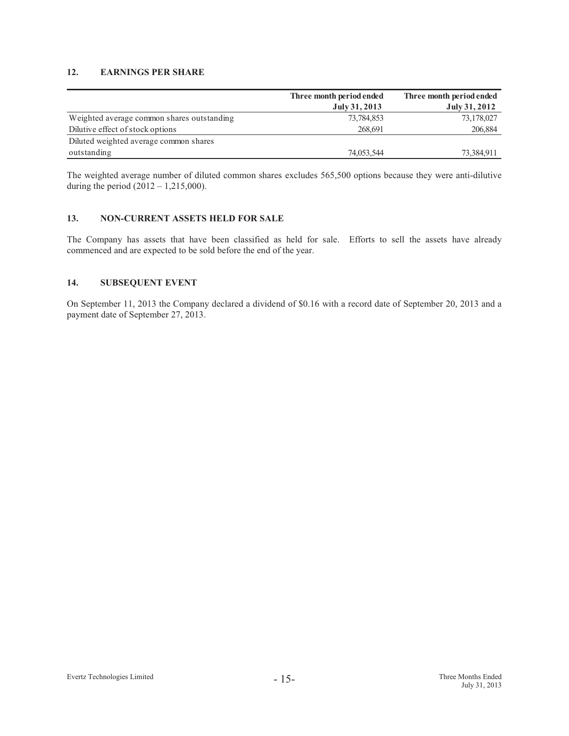## 12. EARNINGS PER SHARE

| | Three month period ended July 31, 2013 | Three month period ended July 31, 2012 |
|---|---|---|
| Weighted average common shares outstanding | 73,784,853 | 73,178,027 |
| Dilutive effect of stock options | 268,691 | 206,884 |
| Diluted weighted average common shares outstanding | 74,053,544 | 73,384,911 |

The weighted average number of diluted common shares excludes 565,500 options because they were anti-dilutive during the period (2012 – 1,215,000).

## 13. NON-CURRENT ASSETS HELD FOR SALE

The Company has assets that have been classified as held for sale. Efforts to sell the assets have already commenced and are expected to be sold before the end of the year.

## 14. SUBSEQUENT EVENT

On September 11, 2013 the Company declared a dividend of $0.16 with a record date of September 20, 2013 and a payment date of September 27, 2013.